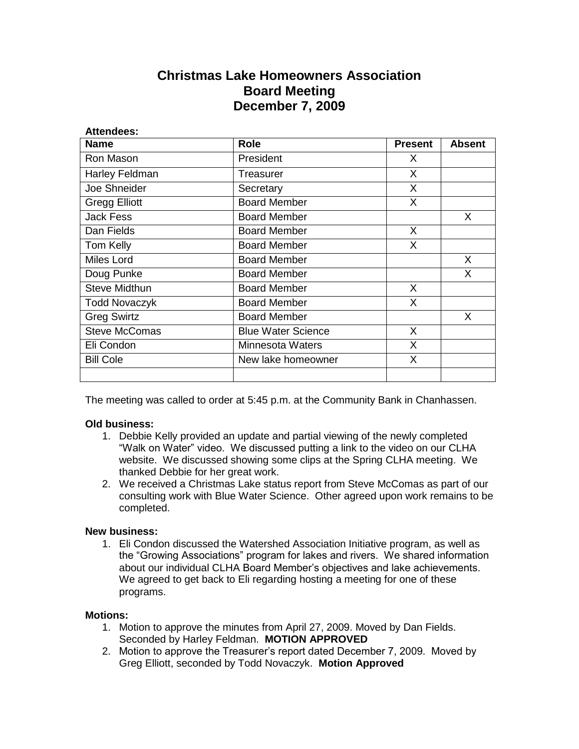# Christmas Lake Homeowners Association
# Board Meeting
# December 7, 2009

**Attendees:**

| Name | Role | Present | Absent |
|---|---|---|---|
| Ron Mason | President | X | |
| Harley Feldman | Treasurer | X | |
| Joe Shneider | Secretary | X | |
| Gregg Elliott | Board Member | X | |
| Jack Fess | Board Member | | X |
| Dan Fields | Board Member | X | |
| Tom Kelly | Board Member | X | |
| Miles Lord | Board Member | | X |
| Doug Punke | Board Member | | X |
| Steve Midthun | Board Member | X | |
| Todd Novaczyk | Board Member | X | |
| Greg Swirtz | Board Member | | X |
| Steve McComas | Blue Water Science | X | |
| Eli Condon | Minnesota Waters | X | |
| Bill Cole | New lake homeowner | X | |
| | | | |

The meeting was called to order at 5:45 p.m. at the Community Bank in Chanhassen.

**Old business:**

1. Debbie Kelly provided an update and partial viewing of the newly completed "Walk on Water" video. We discussed putting a link to the video on our CLHA website. We discussed showing some clips at the Spring CLHA meeting. We thanked Debbie for her great work.
2. We received a Christmas Lake status report from Steve McComas as part of our consulting work with Blue Water Science. Other agreed upon work remains to be completed.

**New business:**

1. Eli Condon discussed the Watershed Association Initiative program, as well as the "Growing Associations" program for lakes and rivers. We shared information about our individual CLHA Board Member's objectives and lake achievements. We agreed to get back to Eli regarding hosting a meeting for one of these programs.

**Motions:**

1. Motion to approve the minutes from April 27, 2009. Moved by Dan Fields. Seconded by Harley Feldman. **MOTION APPROVED**
2. Motion to approve the Treasurer's report dated December 7, 2009. Moved by Greg Elliott, seconded by Todd Novaczyk. **Motion Approved**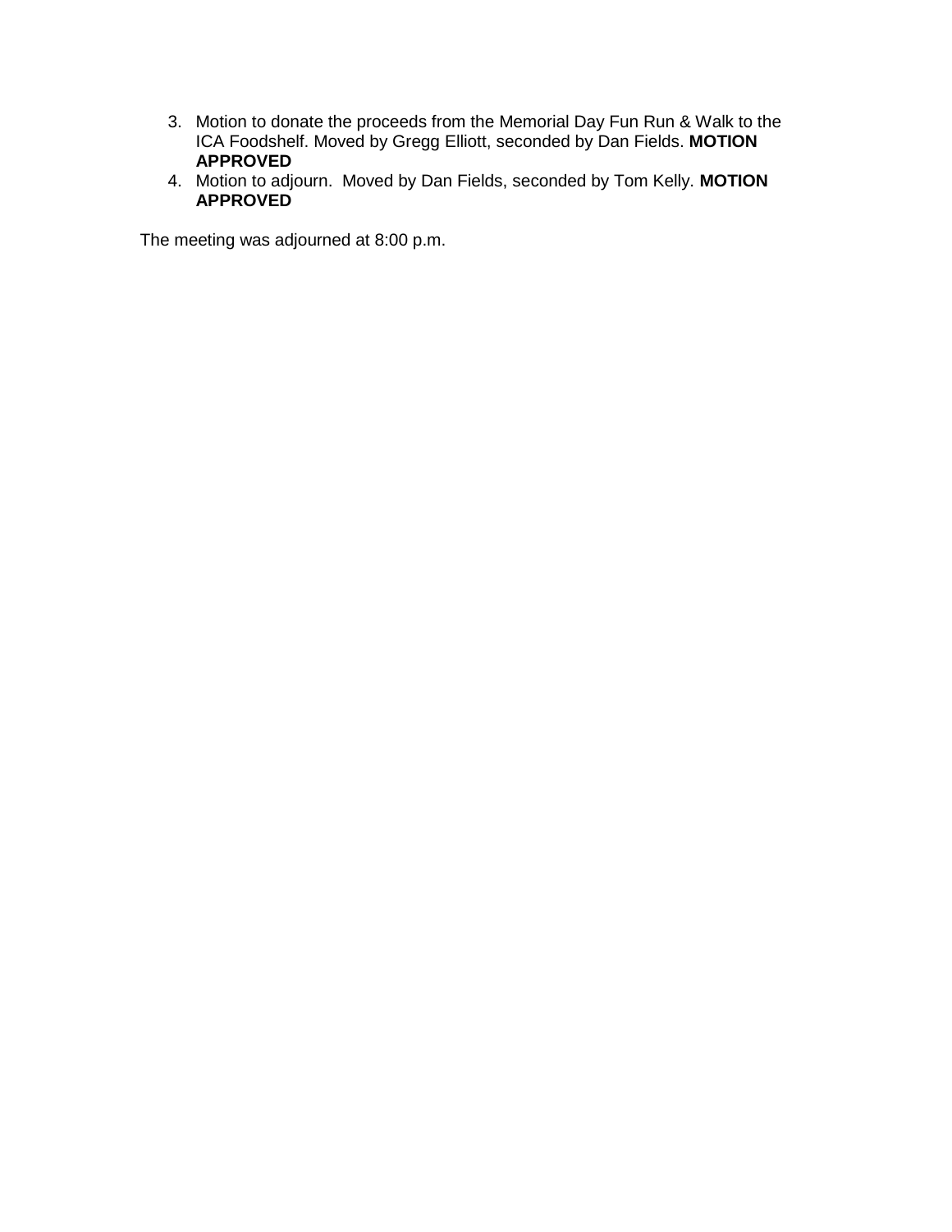3. Motion to donate the proceeds from the Memorial Day Fun Run & Walk to the ICA Foodshelf. Moved by Gregg Elliott, seconded by Dan Fields. **MOTION APPROVED**
4. Motion to adjourn. Moved by Dan Fields, seconded by Tom Kelly. **MOTION APPROVED**

The meeting was adjourned at 8:00 p.m.